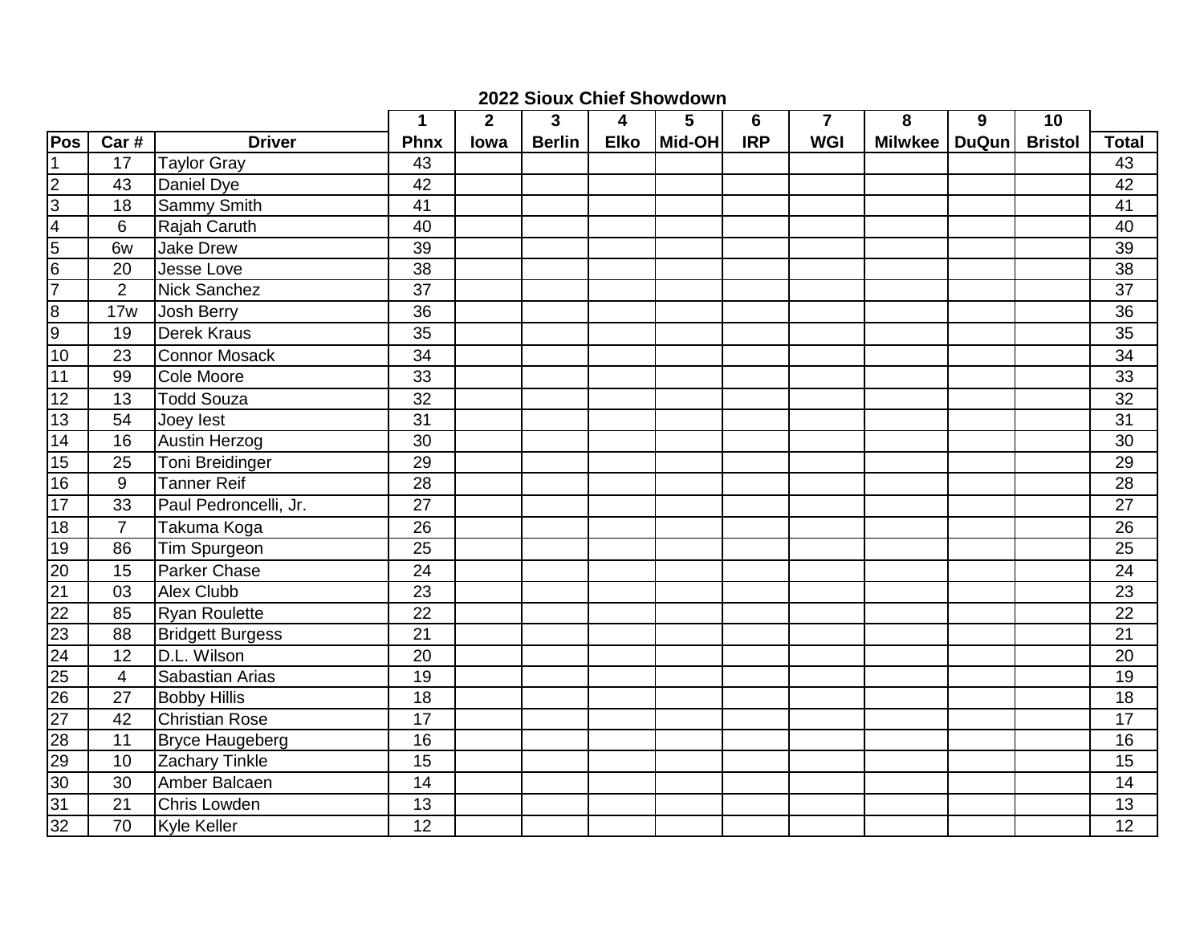## 2022 Sioux Chief Showdown

| | | | 1 | 2 | 3 | 4 | 5 | 6 | 7 | 8 | 9 | 10 | |
|---|---|---|---|---|---|---|---|---|---|---|---|---|---|
| Pos | Car # | Driver | Phnx | Iowa | Berlin | Elko | Mid-OH | IRP | WGI | Milwkee | DuQun | Bristol | Total |
| 1 | 17 | Taylor Gray | 43 | | | | | | | | | | 43 |
| 2 | 43 | Daniel Dye | 42 | | | | | | | | | | 42 |
| 3 | 18 | Sammy Smith | 41 | | | | | | | | | | 41 |
| 4 | 6 | Rajah Caruth | 40 | | | | | | | | | | 40 |
| 5 | 6w | Jake Drew | 39 | | | | | | | | | | 39 |
| 6 | 20 | Jesse Love | 38 | | | | | | | | | | 38 |
| 7 | 2 | Nick Sanchez | 37 | | | | | | | | | | 37 |
| 8 | 17w | Josh Berry | 36 | | | | | | | | | | 36 |
| 9 | 19 | Derek Kraus | 35 | | | | | | | | | | 35 |
| 10 | 23 | Connor Mosack | 34 | | | | | | | | | | 34 |
| 11 | 99 | Cole Moore | 33 | | | | | | | | | | 33 |
| 12 | 13 | Todd Souza | 32 | | | | | | | | | | 32 |
| 13 | 54 | Joey Iest | 31 | | | | | | | | | | 31 |
| 14 | 16 | Austin Herzog | 30 | | | | | | | | | | 30 |
| 15 | 25 | Toni Breidinger | 29 | | | | | | | | | | 29 |
| 16 | 9 | Tanner Reif | 28 | | | | | | | | | | 28 |
| 17 | 33 | Paul Pedroncelli, Jr. | 27 | | | | | | | | | | 27 |
| 18 | 7 | Takuma Koga | 26 | | | | | | | | | | 26 |
| 19 | 86 | Tim Spurgeon | 25 | | | | | | | | | | 25 |
| 20 | 15 | Parker Chase | 24 | | | | | | | | | | 24 |
| 21 | 03 | Alex Clubb | 23 | | | | | | | | | | 23 |
| 22 | 85 | Ryan Roulette | 22 | | | | | | | | | | 22 |
| 23 | 88 | Bridgett Burgess | 21 | | | | | | | | | | 21 |
| 24 | 12 | D.L. Wilson | 20 | | | | | | | | | | 20 |
| 25 | 4 | Sabastian Arias | 19 | | | | | | | | | | 19 |
| 26 | 27 | Bobby Hillis | 18 | | | | | | | | | | 18 |
| 27 | 42 | Christian Rose | 17 | | | | | | | | | | 17 |
| 28 | 11 | Bryce Haugeberg | 16 | | | | | | | | | | 16 |
| 29 | 10 | Zachary Tinkle | 15 | | | | | | | | | | 15 |
| 30 | 30 | Amber Balcaen | 14 | | | | | | | | | | 14 |
| 31 | 21 | Chris Lowden | 13 | | | | | | | | | | 13 |
| 32 | 70 | Kyle Keller | 12 | | | | | | | | | | 12 |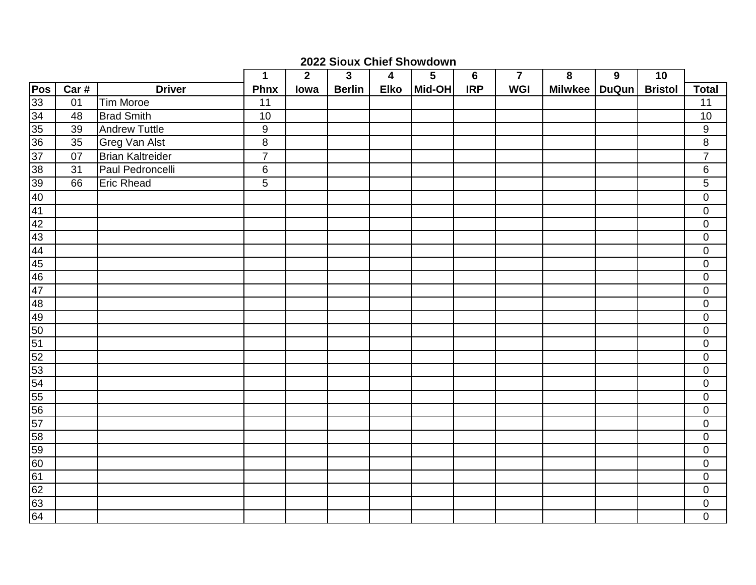## 2022 Sioux Chief Showdown

| | | | 1 | 2 | 3 | 4 | 5 | 6 | 7 | 8 | 9 | 10 | |
|---|---|---|---|---|---|---|---|---|---|---|---|---|---|
| **Pos** | **Car #** | **Driver** | **Phnx** | **Iowa** | **Berlin** | **Elko** | **Mid-OH** | **IRP** | **WGI** | **Milwkee** | **DuQun** | **Bristol** | **Total** |
| 33 | 01 | Tim Moroe | 11 | | | | | | | | | | 11 |
| 34 | 48 | Brad Smith | 10 | | | | | | | | | | 10 |
| 35 | 39 | Andrew Tuttle | 9 | | | | | | | | | | 9 |
| 36 | 35 | Greg Van Alst | 8 | | | | | | | | | | 8 |
| 37 | 07 | Brian Kaltreider | 7 | | | | | | | | | | 7 |
| 38 | 31 | Paul Pedroncelli | 6 | | | | | | | | | | 6 |
| 39 | 66 | Eric Rhead | 5 | | | | | | | | | | 5 |
| 40 | | | | | | | | | | | | | 0 |
| 41 | | | | | | | | | | | | | 0 |
| 42 | | | | | | | | | | | | | 0 |
| 43 | | | | | | | | | | | | | 0 |
| 44 | | | | | | | | | | | | | 0 |
| 45 | | | | | | | | | | | | | 0 |
| 46 | | | | | | | | | | | | | 0 |
| 47 | | | | | | | | | | | | | 0 |
| 48 | | | | | | | | | | | | | 0 |
| 49 | | | | | | | | | | | | | 0 |
| 50 | | | | | | | | | | | | | 0 |
| 51 | | | | | | | | | | | | | 0 |
| 52 | | | | | | | | | | | | | 0 |
| 53 | | | | | | | | | | | | | 0 |
| 54 | | | | | | | | | | | | | 0 |
| 55 | | | | | | | | | | | | | 0 |
| 56 | | | | | | | | | | | | | 0 |
| 57 | | | | | | | | | | | | | 0 |
| 58 | | | | | | | | | | | | | 0 |
| 59 | | | | | | | | | | | | | 0 |
| 60 | | | | | | | | | | | | | 0 |
| 61 | | | | | | | | | | | | | 0 |
| 62 | | | | | | | | | | | | | 0 |
| 63 | | | | | | | | | | | | | 0 |
| 64 | | | | | | | | | | | | | 0 |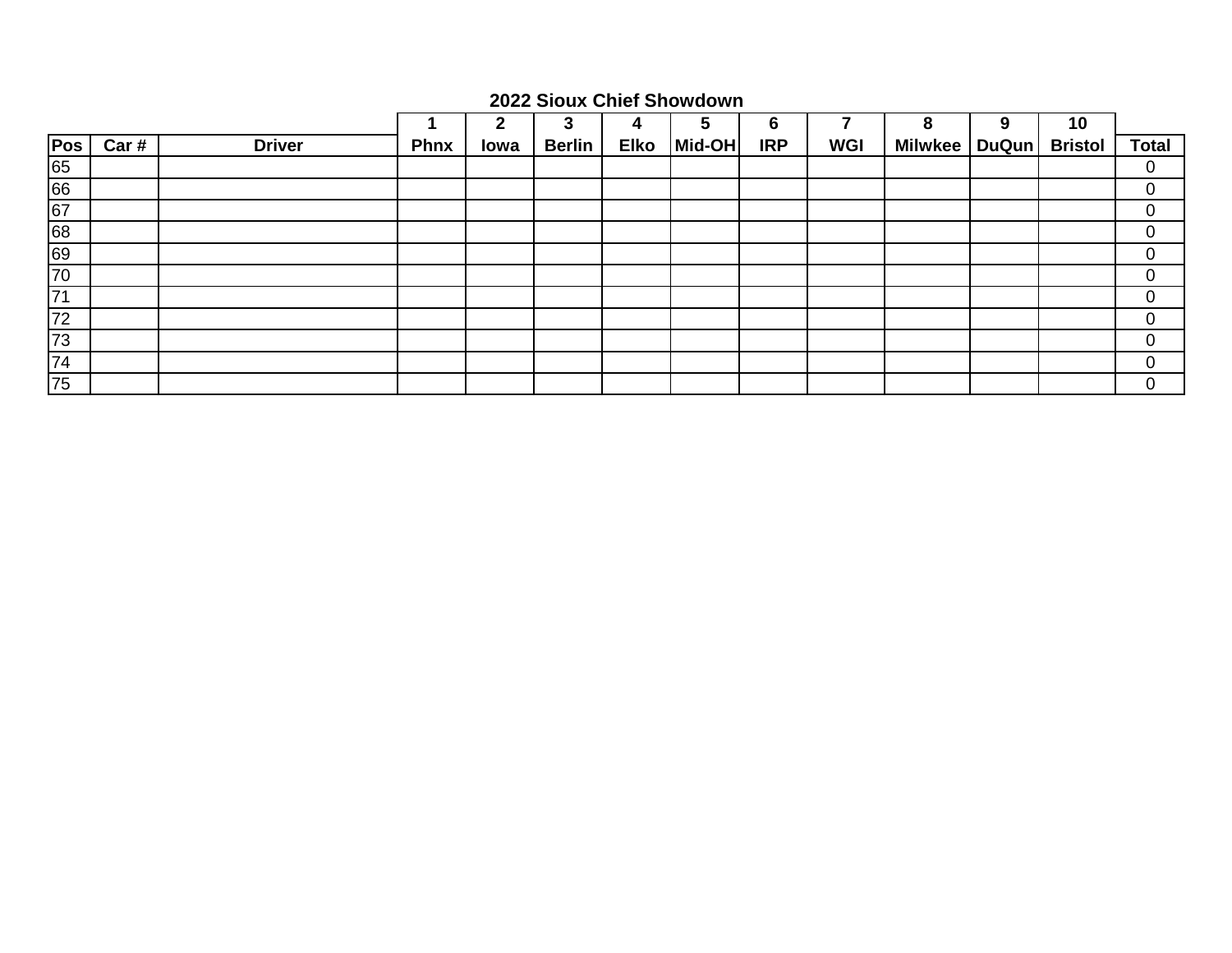## 2022 Sioux Chief Showdown

| | | | 1 | 2 | 3 | 4 | 5 | 6 | 7 | 8 | 9 | 10 | |
|---|---|---|---|---|---|---|---|---|---|---|---|---|---|
| **Pos** | **Car #** | **Driver** | **Phnx** | **Iowa** | **Berlin** | **Elko** | **Mid-OH** | **IRP** | **WGI** | **Milwkee** | **DuQun** | **Bristol** | **Total** |
| 65 | | | | | | | | | | | | | 0 |
| 66 | | | | | | | | | | | | | 0 |
| 67 | | | | | | | | | | | | | 0 |
| 68 | | | | | | | | | | | | | 0 |
| 69 | | | | | | | | | | | | | 0 |
| 70 | | | | | | | | | | | | | 0 |
| 71 | | | | | | | | | | | | | 0 |
| 72 | | | | | | | | | | | | | 0 |
| 73 | | | | | | | | | | | | | 0 |
| 74 | | | | | | | | | | | | | 0 |
| 75 | | | | | | | | | | | | | 0 |